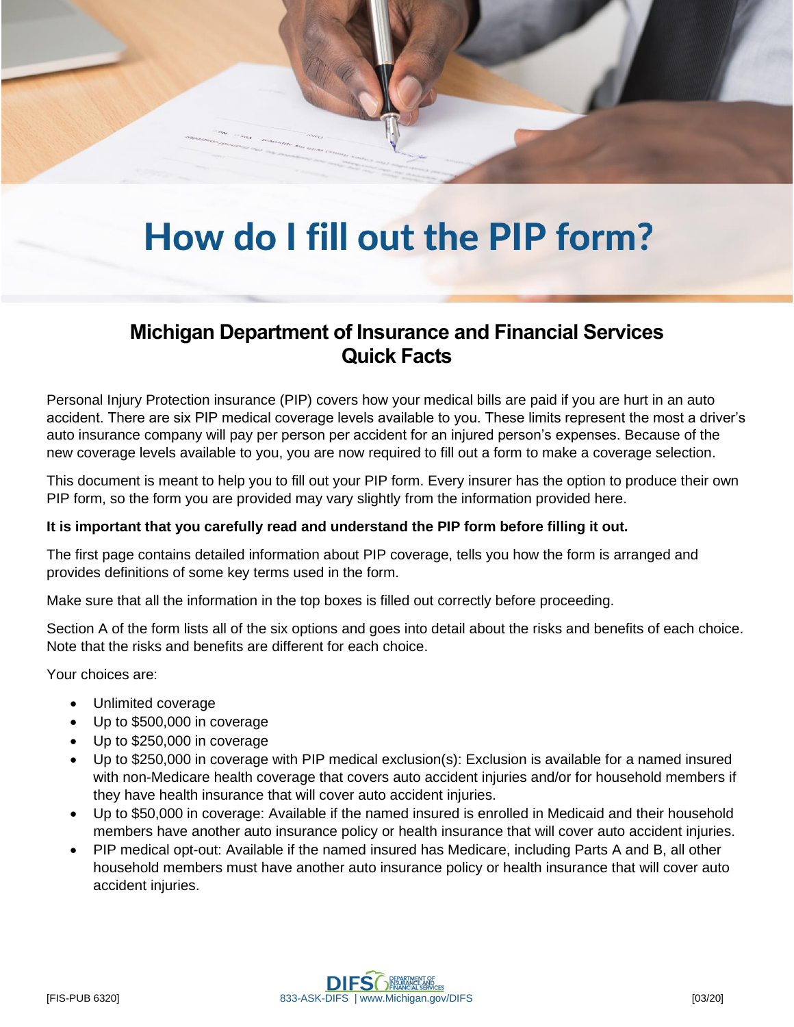# How do I fill out the PIP form?

## Michigan Department of Insurance and Financial Services Quick Facts

Personal Injury Protection insurance (PIP) covers how your medical bills are paid if you are hurt in an auto accident. There are six PIP medical coverage levels available to you. These limits represent the most a driver's auto insurance company will pay per person per accident for an injured person's expenses. Because of the new coverage levels available to you, you are now required to fill out a form to make a coverage selection.

This document is meant to help you to fill out your PIP form. Every insurer has the option to produce their own PIP form, so the form you are provided may vary slightly from the information provided here.

**It is important that you carefully read and understand the PIP form before filling it out.**

The first page contains detailed information about PIP coverage, tells you how the form is arranged and provides definitions of some key terms used in the form.

Make sure that all the information in the top boxes is filled out correctly before proceeding.

Section A of the form lists all of the six options and goes into detail about the risks and benefits of each choice. Note that the risks and benefits are different for each choice.

Your choices are:

- Unlimited coverage
- Up to $500,000 in coverage
- Up to $250,000 in coverage
- Up to $250,000 in coverage with PIP medical exclusion(s): Exclusion is available for a named insured with non-Medicare health coverage that covers auto accident injuries and/or for household members if they have health insurance that will cover auto accident injuries.
- Up to $50,000 in coverage: Available if the named insured is enrolled in Medicaid and their household members have another auto insurance policy or health insurance that will cover auto accident injuries.
- PIP medical opt-out: Available if the named insured has Medicare, including Parts A and B, all other household members must have another auto insurance policy or health insurance that will cover auto accident injuries.

[FIS-PUB 6320] 833-ASK-DIFS | www.Michigan.gov/DIFS [03/20]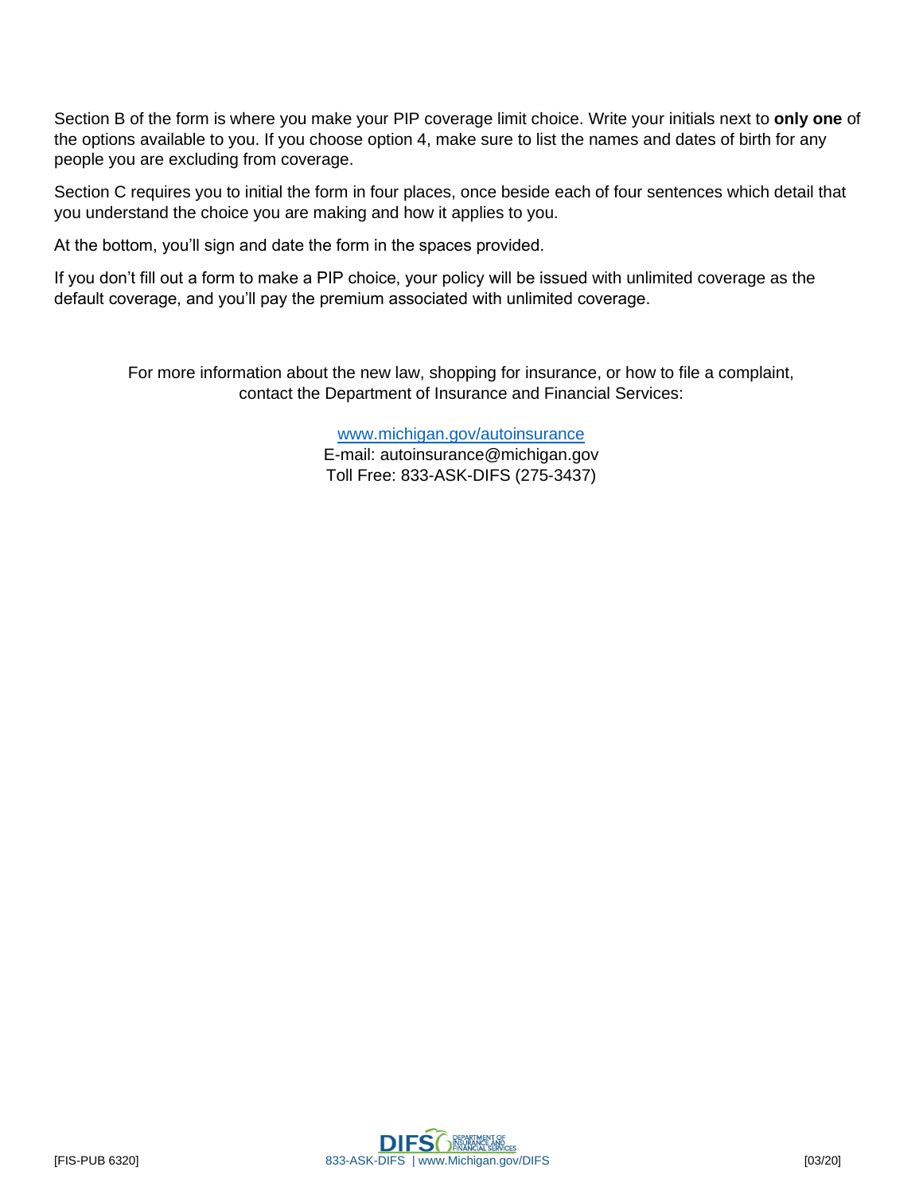Section B of the form is where you make your PIP coverage limit choice. Write your initials next to **only one** of the options available to you. If you choose option 4, make sure to list the names and dates of birth for any people you are excluding from coverage.

Section C requires you to initial the form in four places, once beside each of four sentences which detail that you understand the choice you are making and how it applies to you.

At the bottom, you'll sign and date the form in the spaces provided.

If you don't fill out a form to make a PIP choice, your policy will be issued with unlimited coverage as the default coverage, and you'll pay the premium associated with unlimited coverage.

For more information about the new law, shopping for insurance, or how to file a complaint, contact the Department of Insurance and Financial Services:

www.michigan.gov/autoinsurance
E-mail: autoinsurance@michigan.gov
Toll Free: 833-ASK-DIFS (275-3437)